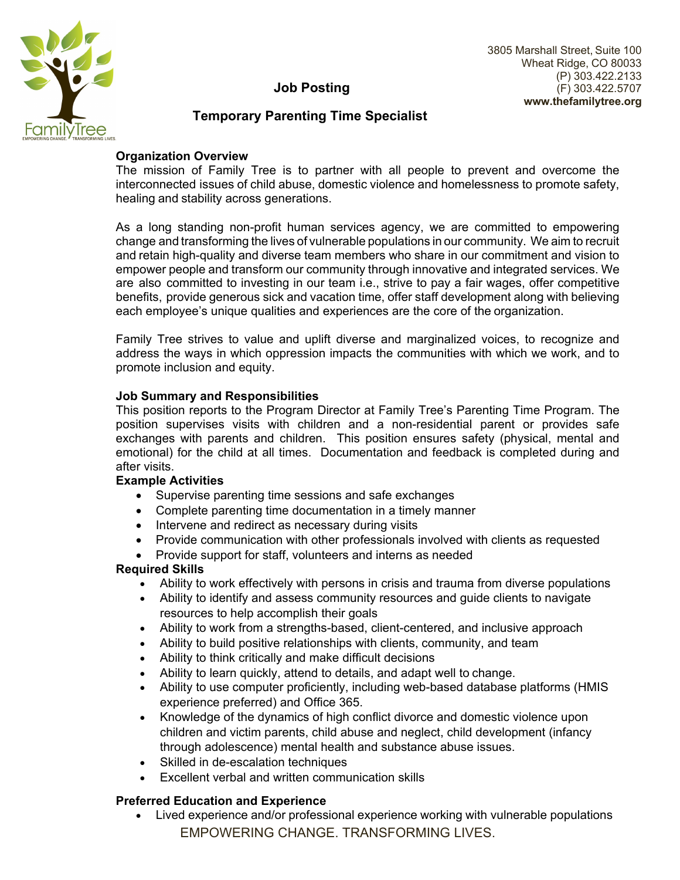3805 Marshall Street, Suite 100
Wheat Ridge, CO 80033
(P) 303.422.2133
(F) 303.422.5707
**www.thefamilytree.org**

# Job Posting

## Temporary Parenting Time Specialist

**Organization Overview**

The mission of Family Tree is to partner with all people to prevent and overcome the interconnected issues of child abuse, domestic violence and homelessness to promote safety, healing and stability across generations.

As a long standing non-profit human services agency, we are committed to empowering change and transforming the lives of vulnerable populations in our community. We aim to recruit and retain high-quality and diverse team members who share in our commitment and vision to empower people and transform our community through innovative and integrated services. We are also committed to investing in our team i.e., strive to pay a fair wages, offer competitive benefits, provide generous sick and vacation time, offer staff development along with believing each employee's unique qualities and experiences are the core of the organization.

Family Tree strives to value and uplift diverse and marginalized voices, to recognize and address the ways in which oppression impacts the communities with which we work, and to promote inclusion and equity.

**Job Summary and Responsibilities**

This position reports to the Program Director at Family Tree's Parenting Time Program. The position supervises visits with children and a non-residential parent or provides safe exchanges with parents and children. This position ensures safety (physical, mental and emotional) for the child at all times. Documentation and feedback is completed during and after visits.

**Example Activities**

- Supervise parenting time sessions and safe exchanges
- Complete parenting time documentation in a timely manner
- Intervene and redirect as necessary during visits
- Provide communication with other professionals involved with clients as requested
- Provide support for staff, volunteers and interns as needed

**Required Skills**

- Ability to work effectively with persons in crisis and trauma from diverse populations
- Ability to identify and assess community resources and guide clients to navigate resources to help accomplish their goals
- Ability to work from a strengths-based, client-centered, and inclusive approach
- Ability to build positive relationships with clients, community, and team
- Ability to think critically and make difficult decisions
- Ability to learn quickly, attend to details, and adapt well to change.
- Ability to use computer proficiently, including web-based database platforms (HMIS experience preferred) and Office 365.
- Knowledge of the dynamics of high conflict divorce and domestic violence upon children and victim parents, child abuse and neglect, child development (infancy through adolescence) mental health and substance abuse issues.
- Skilled in de-escalation techniques
- Excellent verbal and written communication skills

**Preferred Education and Experience**

- Lived experience and/or professional experience working with vulnerable populations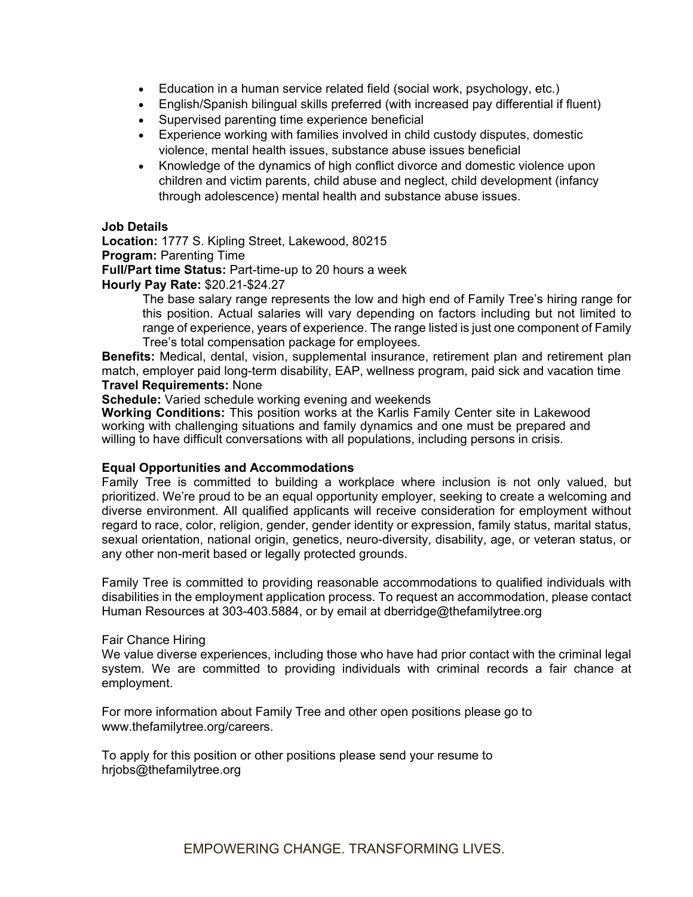- Education in a human service related field (social work, psychology, etc.)
- English/Spanish bilingual skills preferred (with increased pay differential if fluent)
- Supervised parenting time experience beneficial
- Experience working with families involved in child custody disputes, domestic violence, mental health issues, substance abuse issues beneficial
- Knowledge of the dynamics of high conflict divorce and domestic violence upon children and victim parents, child abuse and neglect, child development (infancy through adolescence) mental health and substance abuse issues.

**Job Details**

**Location:** 1777 S. Kipling Street, Lakewood, 80215

**Program:** Parenting Time

**Full/Part time Status:** Part-time-up to 20 hours a week

**Hourly Pay Rate:** $20.21-$24.27

> The base salary range represents the low and high end of Family Tree's hiring range for this position. Actual salaries will vary depending on factors including but not limited to range of experience, years of experience. The range listed is just one component of Family Tree's total compensation package for employees.

**Benefits:** Medical, dental, vision, supplemental insurance, retirement plan and retirement plan match, employer paid long-term disability, EAP, wellness program, paid sick and vacation time

**Travel Requirements:** None

**Schedule:** Varied schedule working evening and weekends

**Working Conditions:** This position works at the Karlis Family Center site in Lakewood working with challenging situations and family dynamics and one must be prepared and willing to have difficult conversations with all populations, including persons in crisis.

**Equal Opportunities and Accommodations**

Family Tree is committed to building a workplace where inclusion is not only valued, but prioritized. We're proud to be an equal opportunity employer, seeking to create a welcoming and diverse environment. All qualified applicants will receive consideration for employment without regard to race, color, religion, gender, gender identity or expression, family status, marital status, sexual orientation, national origin, genetics, neuro-diversity, disability, age, or veteran status, or any other non-merit based or legally protected grounds.

Family Tree is committed to providing reasonable accommodations to qualified individuals with disabilities in the employment application process. To request an accommodation, please contact Human Resources at 303-403.5884, or by email at dberridge@thefamilytree.org

Fair Chance Hiring

We value diverse experiences, including those who have had prior contact with the criminal legal system. We are committed to providing individuals with criminal records a fair chance at employment.

For more information about Family Tree and other open positions please go to www.thefamilytree.org/careers.

To apply for this position or other positions please send your resume to hrjobs@thefamilytree.org

EMPOWERING CHANGE. TRANSFORMING LIVES.